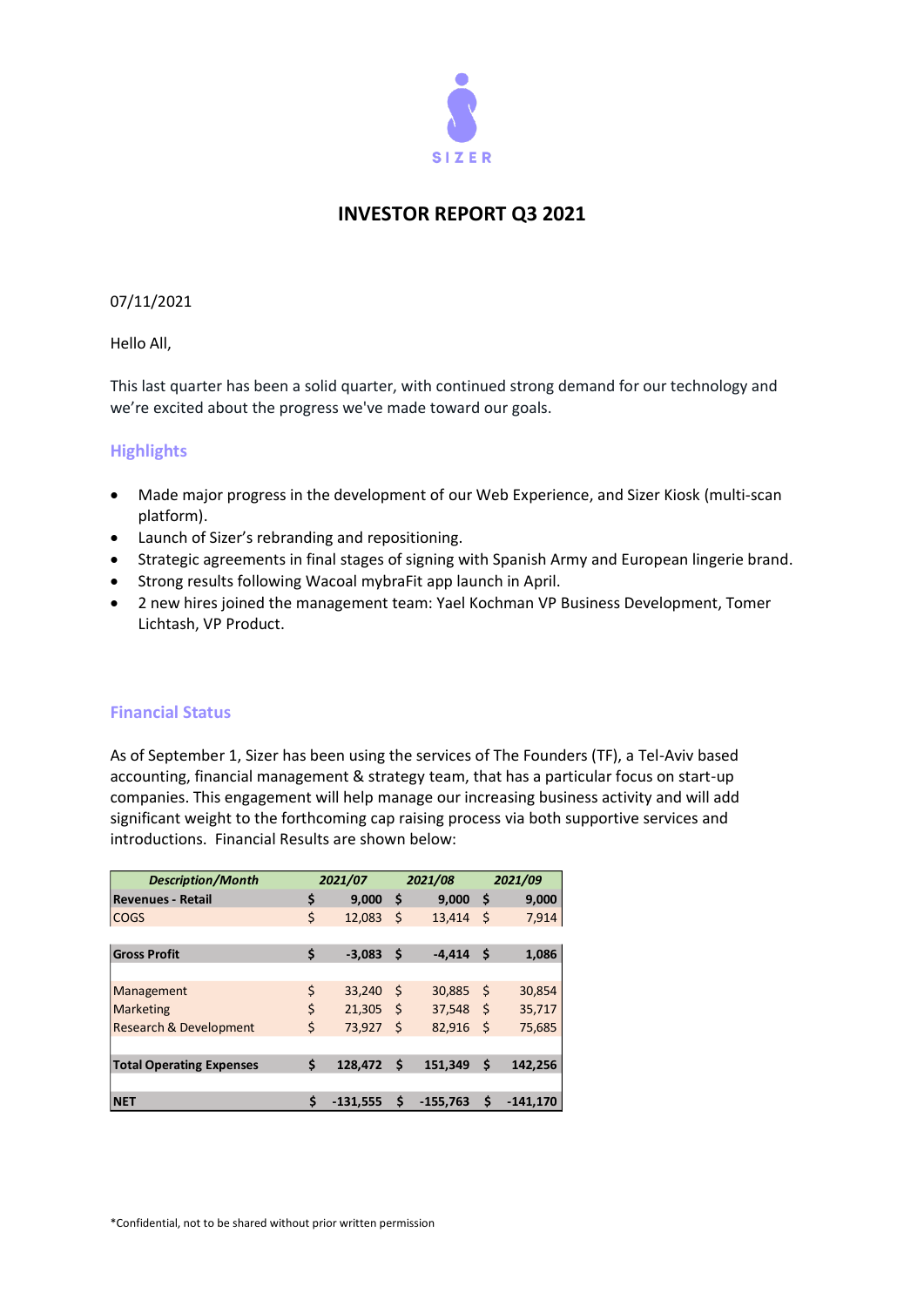SIZER

# INVESTOR REPORT Q3 2021

07/11/2021

Hello All,

This last quarter has been a solid quarter, with continued strong demand for our technology and we're excited about the progress we've made toward our goals.

## Highlights

- Made major progress in the development of our Web Experience, and Sizer Kiosk (multi-scan platform).
- Launch of Sizer's rebranding and repositioning.
- Strategic agreements in final stages of signing with Spanish Army and European lingerie brand.
- Strong results following Wacoal mybraFit app launch in April.
- 2 new hires joined the management team: Yael Kochman VP Business Development, Tomer Lichtash, VP Product.

## Financial Status

As of September 1, Sizer has been using the services of The Founders (TF), a Tel-Aviv based accounting, financial management & strategy team, that has a particular focus on start-up companies. This engagement will help manage our increasing business activity and will add significant weight to the forthcoming cap raising process via both supportive services and introductions. Financial Results are shown below:

| *Description/Month* | *2021/07* | *2021/08* | *2021/09* |
|---|---|---|---|
| **Revenues - Retail** | **$ 9,000** | **$ 9,000** | **$ 9,000** |
| COGS | $ 12,083 | $ 13,414 | $ 7,914 |
| | | | |
| **Gross Profit** | **$ -3,083** | **$ -4,414** | **$ 1,086** |
| | | | |
| Management | $ 33,240 | $ 30,885 | $ 30,854 |
| Marketing | $ 21,305 | $ 37,548 | $ 35,717 |
| Research & Development | $ 73,927 | $ 82,916 | $ 75,685 |
| | | | |
| **Total Operating Expenses** | **$ 128,472** | **$ 151,349** | **$ 142,256** |
| | | | |
| **NET** | **$ -131,555** | **$ -155,763** | **$ -141,170** |

*Confidential, not to be shared without prior written permission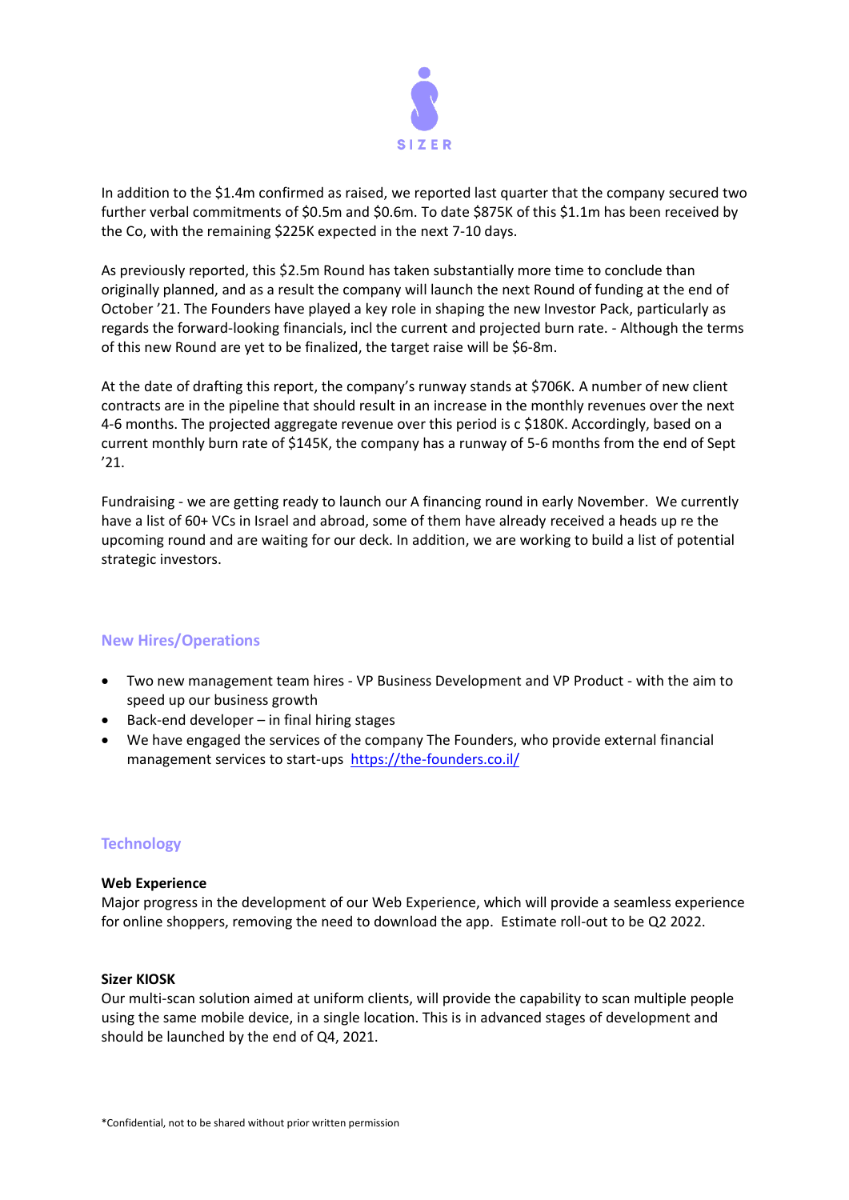In addition to the $1.4m confirmed as raised, we reported last quarter that the company secured two further verbal commitments of $0.5m and $0.6m. To date $875K of this $1.1m has been received by the Co, with the remaining $225K expected in the next 7-10 days.

As previously reported, this $2.5m Round has taken substantially more time to conclude than originally planned, and as a result the company will launch the next Round of funding at the end of October '21. The Founders have played a key role in shaping the new Investor Pack, particularly as regards the forward-looking financials, incl the current and projected burn rate. - Although the terms of this new Round are yet to be finalized, the target raise will be $6-8m.

At the date of drafting this report, the company's runway stands at $706K. A number of new client contracts are in the pipeline that should result in an increase in the monthly revenues over the next 4-6 months. The projected aggregate revenue over this period is c $180K. Accordingly, based on a current monthly burn rate of $145K, the company has a runway of 5-6 months from the end of Sept '21.

Fundraising - we are getting ready to launch our A financing round in early November. We currently have a list of 60+ VCs in Israel and abroad, some of them have already received a heads up re the upcoming round and are waiting for our deck. In addition, we are working to build a list of potential strategic investors.

## New Hires/Operations

- Two new management team hires - VP Business Development and VP Product - with the aim to speed up our business growth
- Back-end developer – in final hiring stages
- We have engaged the services of the company The Founders, who provide external financial management services to start-ups https://the-founders.co.il/

## Technology

**Web Experience**

Major progress in the development of our Web Experience, which will provide a seamless experience for online shoppers, removing the need to download the app. Estimate roll-out to be Q2 2022.

**Sizer KIOSK**

Our multi-scan solution aimed at uniform clients, will provide the capability to scan multiple people using the same mobile device, in a single location. This is in advanced stages of development and should be launched by the end of Q4, 2021.

*Confidential, not to be shared without prior written permission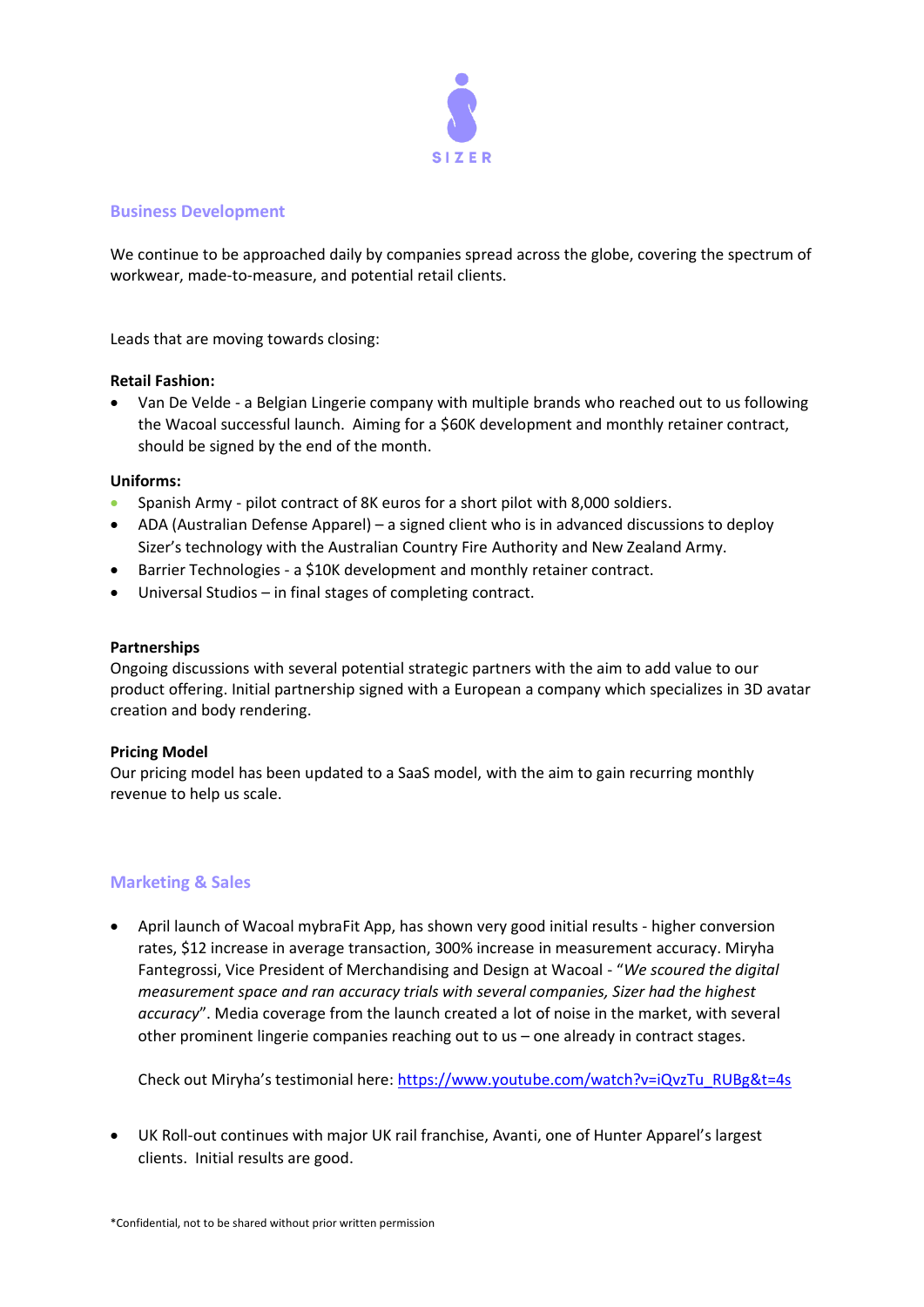SIZER

## Business Development

We continue to be approached daily by companies spread across the globe, covering the spectrum of workwear, made-to-measure, and potential retail clients.

Leads that are moving towards closing:

**Retail Fashion:**

- Van De Velde - a Belgian Lingerie company with multiple brands who reached out to us following the Wacoal successful launch. Aiming for a $60K development and monthly retainer contract, should be signed by the end of the month.

**Uniforms:**

- Spanish Army - pilot contract of 8K euros for a short pilot with 8,000 soldiers.
- ADA (Australian Defense Apparel) – a signed client who is in advanced discussions to deploy Sizer's technology with the Australian Country Fire Authority and New Zealand Army.
- Barrier Technologies - a $10K development and monthly retainer contract.
- Universal Studios – in final stages of completing contract.

**Partnerships**

Ongoing discussions with several potential strategic partners with the aim to add value to our product offering. Initial partnership signed with a European a company which specializes in 3D avatar creation and body rendering.

**Pricing Model**

Our pricing model has been updated to a SaaS model, with the aim to gain recurring monthly revenue to help us scale.

## Marketing & Sales

- April launch of Wacoal mybraFit App, has shown very good initial results - higher conversion rates, $12 increase in average transaction, 300% increase in measurement accuracy. Miryha Fantegrossi, Vice President of Merchandising and Design at Wacoal - "*We scoured the digital measurement space and ran accuracy trials with several companies, Sizer had the highest accuracy*". Media coverage from the launch created a lot of noise in the market, with several other prominent lingerie companies reaching out to us – one already in contract stages.

  Check out Miryha's testimonial here: https://www.youtube.com/watch?v=iQvzTu_RUBg&t=4s

- UK Roll-out continues with major UK rail franchise, Avanti, one of Hunter Apparel's largest clients. Initial results are good.

*Confidential, not to be shared without prior written permission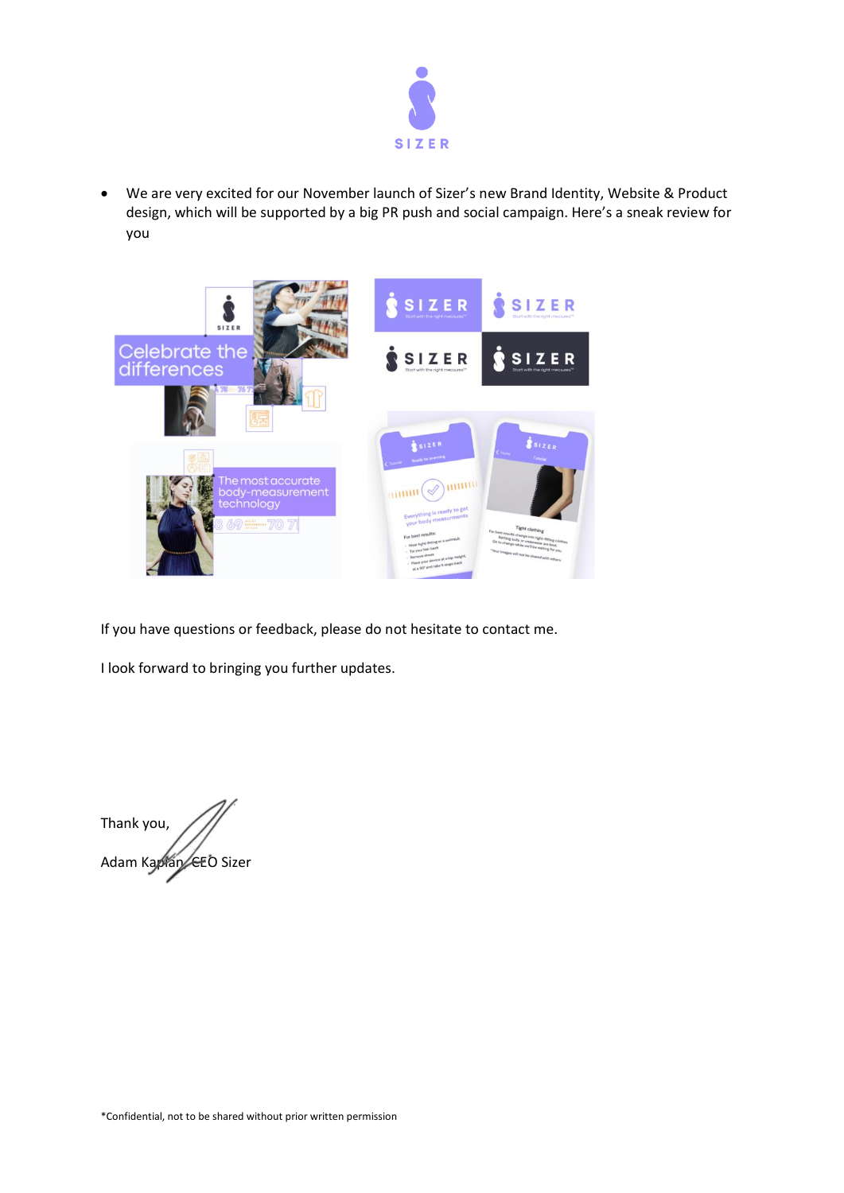- We are very excited for our November launch of Sizer's new Brand Identity, Website & Product design, which will be supported by a big PR push and social campaign. Here's a sneak review for you

If you have questions or feedback, please do not hesitate to contact me.

I look forward to bringing you further updates.

Thank you,

Adam Kaplan, CEO Sizer

*Confidential, not to be shared without prior written permission